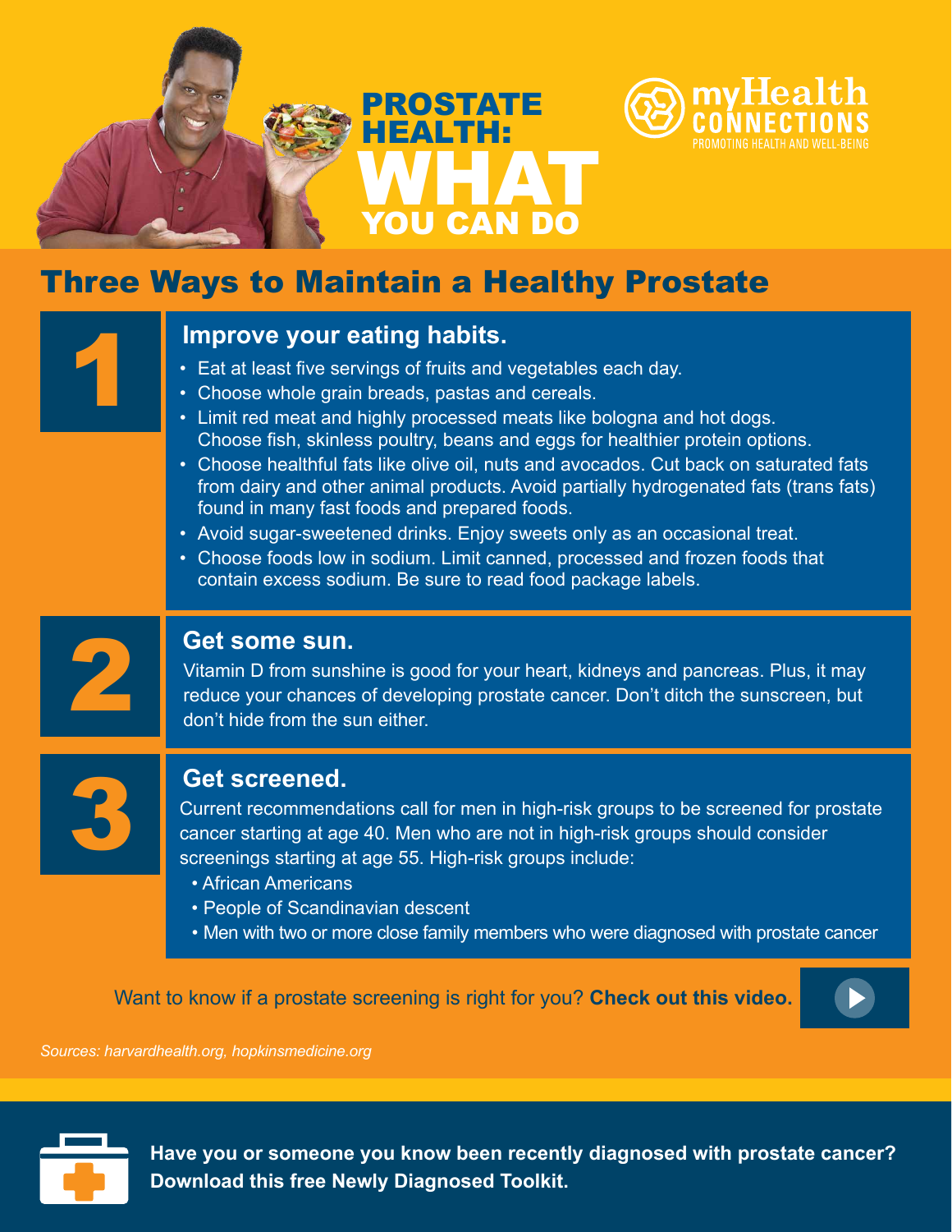# PROSTATE HEALTH: WHAT YOU CAN DO

myHealth CONNECTIONS
PROMOTING HEALTH AND WELL-BEING

## Three Ways to Maintain a Healthy Prostate

### 1 Improve your eating habits.

- Eat at least five servings of fruits and vegetables each day.
- Choose whole grain breads, pastas and cereals.
- Limit red meat and highly processed meats like bologna and hot dogs. Choose fish, skinless poultry, beans and eggs for healthier protein options.
- Choose healthful fats like olive oil, nuts and avocados. Cut back on saturated fats from dairy and other animal products. Avoid partially hydrogenated fats (trans fats) found in many fast foods and prepared foods.
- Avoid sugar-sweetened drinks. Enjoy sweets only as an occasional treat.
- Choose foods low in sodium. Limit canned, processed and frozen foods that contain excess sodium. Be sure to read food package labels.

### 2 Get some sun.

Vitamin D from sunshine is good for your heart, kidneys and pancreas. Plus, it may reduce your chances of developing prostate cancer. Don't ditch the sunscreen, but don't hide from the sun either.

### 3 Get screened.

Current recommendations call for men in high-risk groups to be screened for prostate cancer starting at age 40. Men who are not in high-risk groups should consider screenings starting at age 55. High-risk groups include:

- African Americans
- People of Scandinavian descent
- Men with two or more close family members who were diagnosed with prostate cancer

Want to know if a prostate screening is right for you? **Check out this video.**

*Sources: harvardhealth.org, hopkinsmedicine.org*

**Have you or someone you know been recently diagnosed with prostate cancer? Download this free Newly Diagnosed Toolkit.**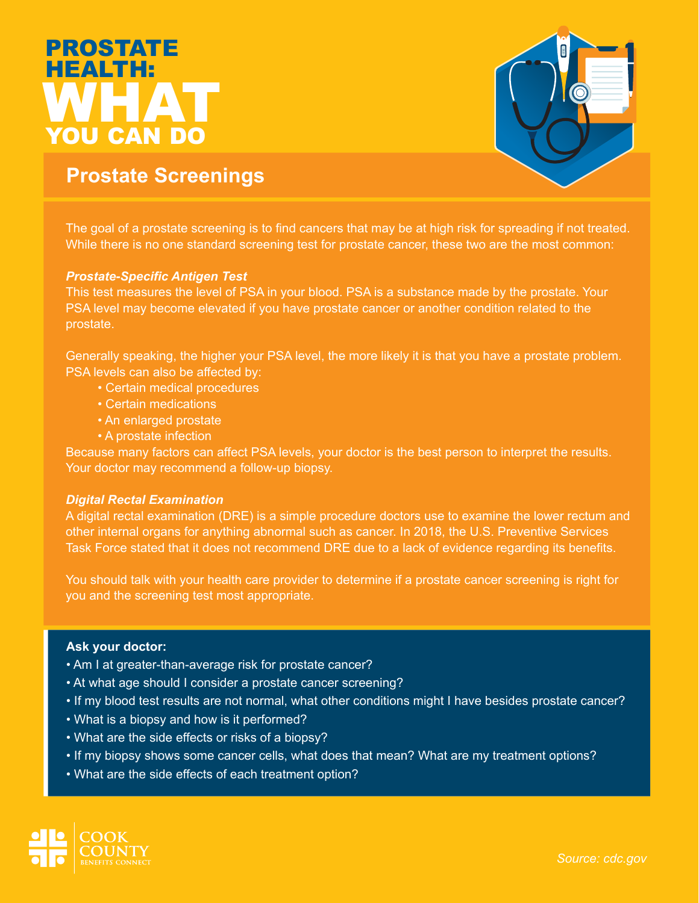# PROSTATE HEALTH: WHAT YOU CAN DO

## Prostate Screenings

The goal of a prostate screening is to find cancers that may be at high risk for spreading if not treated. While there is no one standard screening test for prostate cancer, these two are the most common:

***Prostate-Specific Antigen Test***

This test measures the level of PSA in your blood. PSA is a substance made by the prostate. Your PSA level may become elevated if you have prostate cancer or another condition related to the prostate.

Generally speaking, the higher your PSA level, the more likely it is that you have a prostate problem. PSA levels can also be affected by:

- Certain medical procedures
- Certain medications
- An enlarged prostate
- A prostate infection

Because many factors can affect PSA levels, your doctor is the best person to interpret the results. Your doctor may recommend a follow-up biopsy.

***Digital Rectal Examination***

A digital rectal examination (DRE) is a simple procedure doctors use to examine the lower rectum and other internal organs for anything abnormal such as cancer. In 2018, the U.S. Preventive Services Task Force stated that it does not recommend DRE due to a lack of evidence regarding its benefits.

You should talk with your health care provider to determine if a prostate cancer screening is right for you and the screening test most appropriate.

**Ask your doctor:**

- Am I at greater-than-average risk for prostate cancer?
- At what age should I consider a prostate cancer screening?
- If my blood test results are not normal, what other conditions might I have besides prostate cancer?
- What is a biopsy and how is it performed?
- What are the side effects or risks of a biopsy?
- If my biopsy shows some cancer cells, what does that mean? What are my treatment options?
- What are the side effects of each treatment option?

COOK COUNTY BENEFITS CONNECT

*Source: cdc.gov*